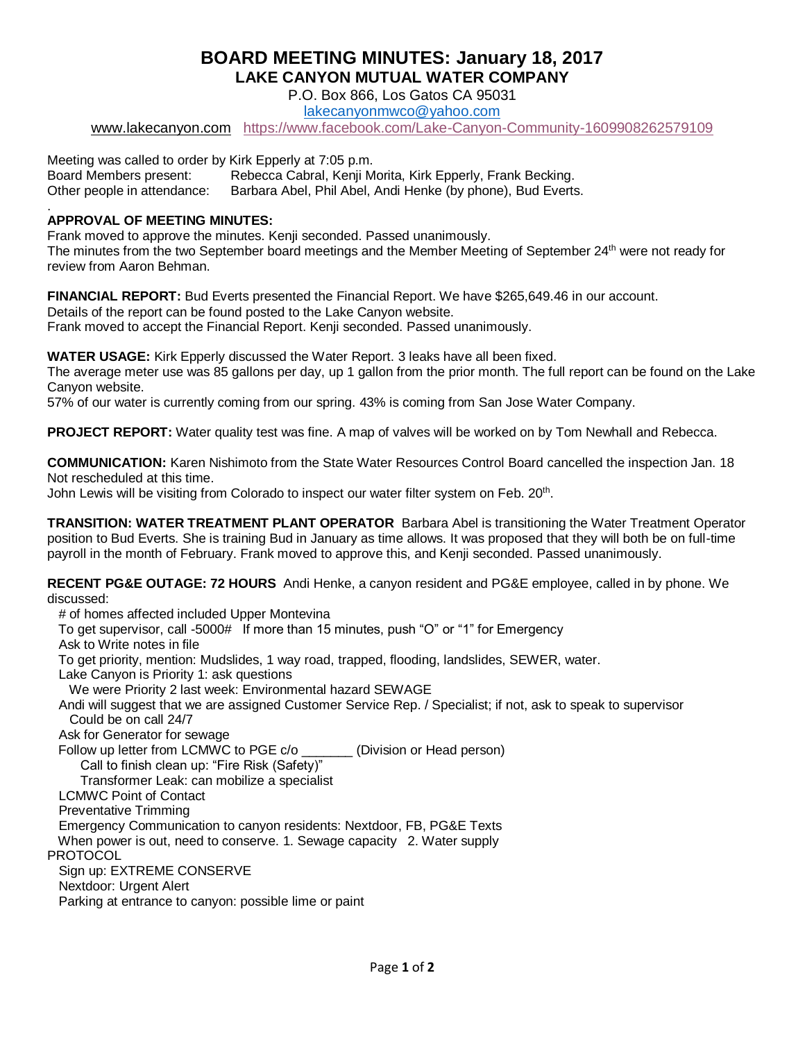# BOARD MEETING MINUTES: January 18, 2017

## LAKE CANYON MUTUAL WATER COMPANY

P.O. Box 866, Los Gatos CA 95031

lakecanyonmwco@yahoo.com

www.lakecanyon.com https://www.facebook.com/Lake-Canyon-Community-1609908262579109

Meeting was called to order by Kirk Epperly at 7:05 p.m.

Board Members present: Rebecca Cabral, Kenji Morita, Kirk Epperly, Frank Becking.

Other people in attendance: Barbara Abel, Phil Abel, Andi Henke (by phone), Bud Everts.

.

**APPROVAL OF MEETING MINUTES:**

Frank moved to approve the minutes. Kenji seconded. Passed unanimously.

The minutes from the two September board meetings and the Member Meeting of September 24th were not ready for review from Aaron Behman.

**FINANCIAL REPORT:** Bud Everts presented the Financial Report. We have $265,649.46 in our account.

Details of the report can be found posted to the Lake Canyon website.

Frank moved to accept the Financial Report. Kenji seconded. Passed unanimously.

**WATER USAGE:** Kirk Epperly discussed the Water Report. 3 leaks have all been fixed.

The average meter use was 85 gallons per day, up 1 gallon from the prior month. The full report can be found on the Lake Canyon website.

57% of our water is currently coming from our spring. 43% is coming from San Jose Water Company.

**PROJECT REPORT:** Water quality test was fine. A map of valves will be worked on by Tom Newhall and Rebecca.

**COMMUNICATION:** Karen Nishimoto from the State Water Resources Control Board cancelled the inspection Jan. 18 Not rescheduled at this time.

John Lewis will be visiting from Colorado to inspect our water filter system on Feb. 20th.

**TRANSITION: WATER TREATMENT PLANT OPERATOR** Barbara Abel is transitioning the Water Treatment Operator position to Bud Everts. She is training Bud in January as time allows. It was proposed that they will both be on full-time payroll in the month of February. Frank moved to approve this, and Kenji seconded. Passed unanimously.

**RECENT PG&E OUTAGE: 72 HOURS** Andi Henke, a canyon resident and PG&E employee, called in by phone. We discussed:

- # of homes affected included Upper Montevina
- To get supervisor, call -5000# If more than 15 minutes, push "O" or "1" for Emergency
- Ask to Write notes in file
- To get priority, mention: Mudslides, 1 way road, trapped, flooding, landslides, SEWER, water.
- Lake Canyon is Priority 1: ask questions
  - We were Priority 2 last week: Environmental hazard SEWAGE
- Andi will suggest that we are assigned Customer Service Rep. / Specialist; if not, ask to speak to supervisor
  - Could be on call 24/7
- Ask for Generator for sewage
- Follow up letter from LCMWC to PGE c/o _______ (Division or Head person)
  - Call to finish clean up: "Fire Risk (Safety)"
  - Transformer Leak: can mobilize a specialist
- LCMWC Point of Contact
- Preventative Trimming
- Emergency Communication to canyon residents: Nextdoor, FB, PG&E Texts
- When power is out, need to conserve. 1. Sewage capacity 2. Water supply

PROTOCOL

- Sign up: EXTREME CONSERVE
- Nextdoor: Urgent Alert
- Parking at entrance to canyon: possible lime or paint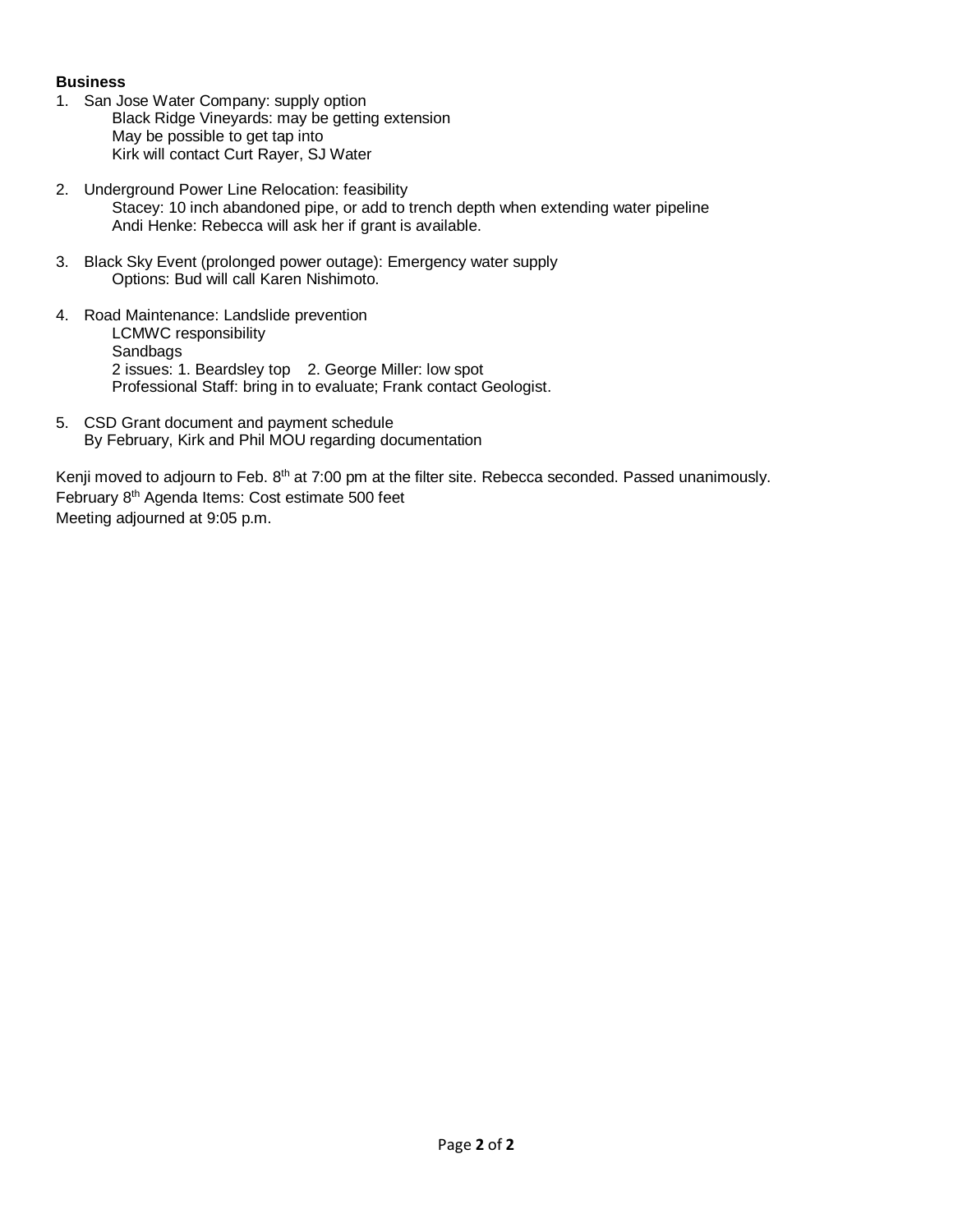**Business**

1. San Jose Water Company: supply option
   - Black Ridge Vineyards: may be getting extension
   - May be possible to get tap into
   - Kirk will contact Curt Rayer, SJ Water

2. Underground Power Line Relocation: feasibility
   - Stacey: 10 inch abandoned pipe, or add to trench depth when extending water pipeline
   - Andi Henke: Rebecca will ask her if grant is available.

3. Black Sky Event (prolonged power outage): Emergency water supply
   - Options: Bud will call Karen Nishimoto.

4. Road Maintenance: Landslide prevention
   - LCMWC responsibility
   - Sandbags
   - 2 issues: 1. Beardsley top 2. George Miller: low spot
   - Professional Staff: bring in to evaluate; Frank contact Geologist.

5. CSD Grant document and payment schedule
   - By February, Kirk and Phil MOU regarding documentation

Kenji moved to adjourn to Feb. 8th at 7:00 pm at the filter site. Rebecca seconded. Passed unanimously.

February 8th Agenda Items: Cost estimate 500 feet

Meeting adjourned at 9:05 p.m.